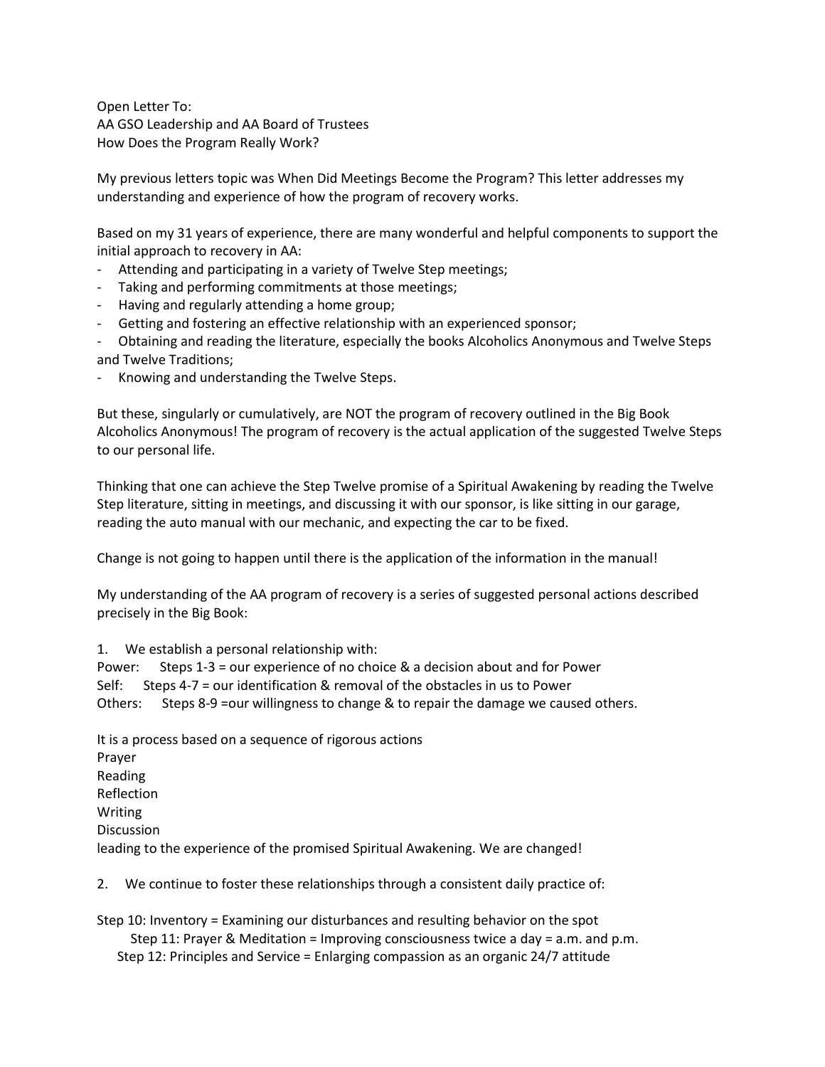Open Letter To:
AA GSO Leadership and AA Board of Trustees
How Does the Program Really Work?

My previous letters topic was When Did Meetings Become the Program? This letter addresses my understanding and experience of how the program of recovery works.

Based on my 31 years of experience, there are many wonderful and helpful components to support the initial approach to recovery in AA:

- Attending and participating in a variety of Twelve Step meetings;
- Taking and performing commitments at those meetings;
- Having and regularly attending a home group;
- Getting and fostering an effective relationship with an experienced sponsor;
- Obtaining and reading the literature, especially the books Alcoholics Anonymous and Twelve Steps and Twelve Traditions;
- Knowing and understanding the Twelve Steps.

But these, singularly or cumulatively, are NOT the program of recovery outlined in the Big Book Alcoholics Anonymous! The program of recovery is the actual application of the suggested Twelve Steps to our personal life.

Thinking that one can achieve the Step Twelve promise of a Spiritual Awakening by reading the Twelve Step literature, sitting in meetings, and discussing it with our sponsor, is like sitting in our garage, reading the auto manual with our mechanic, and expecting the car to be fixed.

Change is not going to happen until there is the application of the information in the manual!

My understanding of the AA program of recovery is a series of suggested personal actions described precisely in the Big Book:

1. We establish a personal relationship with:

Power: Steps 1-3 = our experience of no choice & a decision about and for Power
Self: Steps 4-7 = our identification & removal of the obstacles in us to Power
Others: Steps 8-9 =our willingness to change & to repair the damage we caused others.

It is a process based on a sequence of rigorous actions
Prayer
Reading
Reflection
Writing
Discussion
leading to the experience of the promised Spiritual Awakening. We are changed!

2. We continue to foster these relationships through a consistent daily practice of:

Step 10: Inventory = Examining our disturbances and resulting behavior on the spot
Step 11: Prayer & Meditation = Improving consciousness twice a day = a.m. and p.m.
Step 12: Principles and Service = Enlarging compassion as an organic 24/7 attitude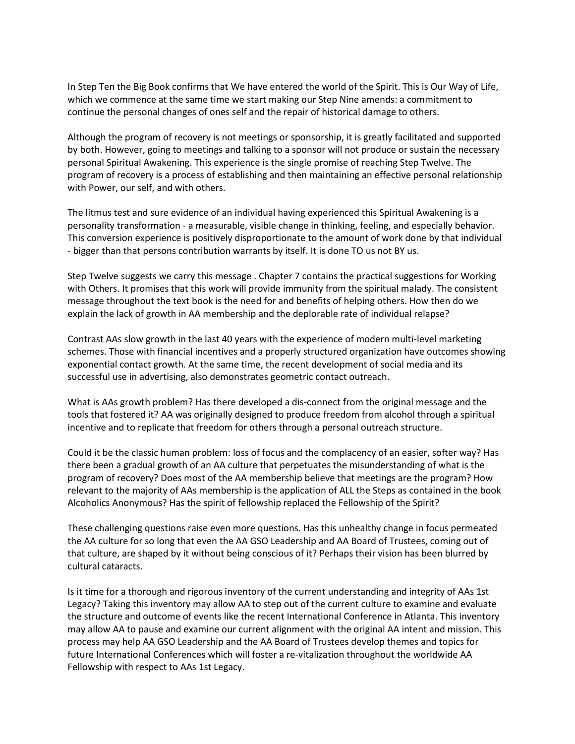In Step Ten the Big Book confirms that We have entered the world of the Spirit. This is Our Way of Life, which we commence at the same time we start making our Step Nine amends: a commitment to continue the personal changes of ones self and the repair of historical damage to others.

Although the program of recovery is not meetings or sponsorship, it is greatly facilitated and supported by both. However, going to meetings and talking to a sponsor will not produce or sustain the necessary personal Spiritual Awakening. This experience is the single promise of reaching Step Twelve. The program of recovery is a process of establishing and then maintaining an effective personal relationship with Power, our self, and with others.

The litmus test and sure evidence of an individual having experienced this Spiritual Awakening is a personality transformation - a measurable, visible change in thinking, feeling, and especially behavior. This conversion experience is positively disproportionate to the amount of work done by that individual - bigger than that persons contribution warrants by itself. It is done TO us not BY us.

Step Twelve suggests we carry this message . Chapter 7 contains the practical suggestions for Working with Others. It promises that this work will provide immunity from the spiritual malady. The consistent message throughout the text book is the need for and benefits of helping others. How then do we explain the lack of growth in AA membership and the deplorable rate of individual relapse?

Contrast AAs slow growth in the last 40 years with the experience of modern multi-level marketing schemes. Those with financial incentives and a properly structured organization have outcomes showing exponential contact growth. At the same time, the recent development of social media and its successful use in advertising, also demonstrates geometric contact outreach.

What is AAs growth problem? Has there developed a dis-connect from the original message and the tools that fostered it? AA was originally designed to produce freedom from alcohol through a spiritual incentive and to replicate that freedom for others through a personal outreach structure.

Could it be the classic human problem: loss of focus and the complacency of an easier, softer way? Has there been a gradual growth of an AA culture that perpetuates the misunderstanding of what is the program of recovery? Does most of the AA membership believe that meetings are the program? How relevant to the majority of AAs membership is the application of ALL the Steps as contained in the book Alcoholics Anonymous? Has the spirit of fellowship replaced the Fellowship of the Spirit?

These challenging questions raise even more questions. Has this unhealthy change in focus permeated the AA culture for so long that even the AA GSO Leadership and AA Board of Trustees, coming out of that culture, are shaped by it without being conscious of it? Perhaps their vision has been blurred by cultural cataracts.

Is it time for a thorough and rigorous inventory of the current understanding and integrity of AAs 1st Legacy? Taking this inventory may allow AA to step out of the current culture to examine and evaluate the structure and outcome of events like the recent International Conference in Atlanta. This inventory may allow AA to pause and examine our current alignment with the original AA intent and mission. This process may help AA GSO Leadership and the AA Board of Trustees develop themes and topics for future International Conferences which will foster a re-vitalization throughout the worldwide AA Fellowship with respect to AAs 1st Legacy.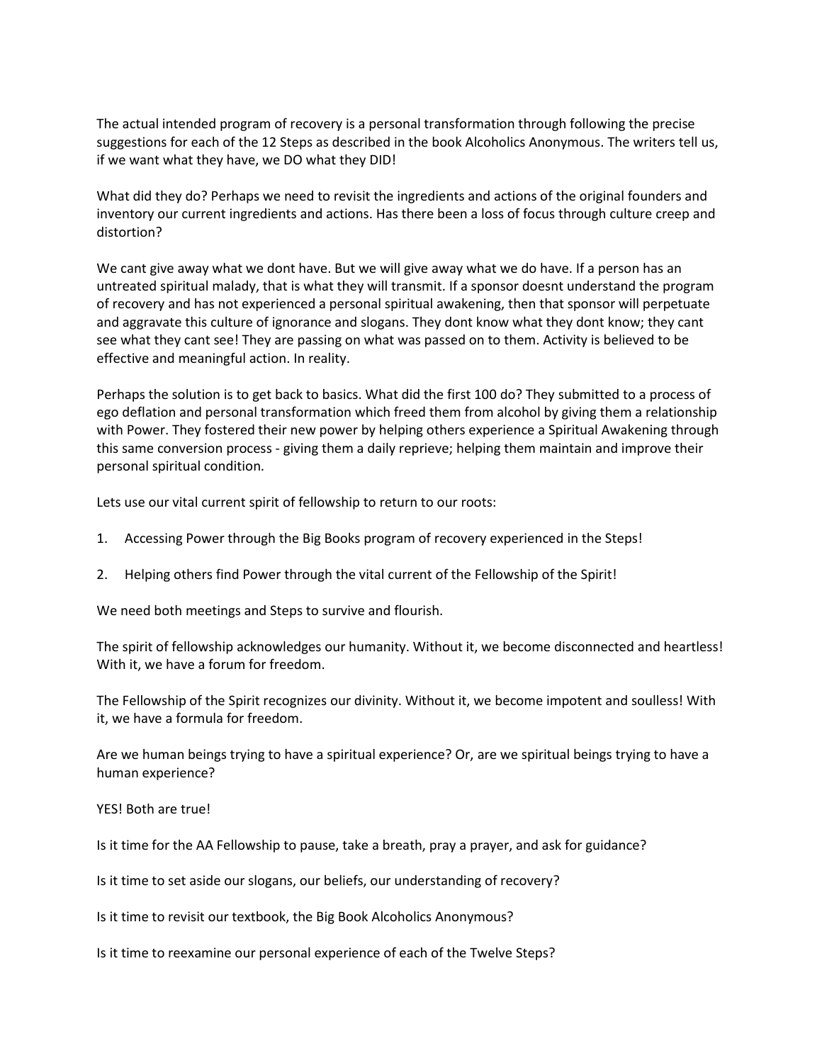The actual intended program of recovery is a personal transformation through following the precise suggestions for each of the 12 Steps as described in the book Alcoholics Anonymous. The writers tell us, if we want what they have, we DO what they DID!

What did they do? Perhaps we need to revisit the ingredients and actions of the original founders and inventory our current ingredients and actions. Has there been a loss of focus through culture creep and distortion?

We cant give away what we dont have. But we will give away what we do have. If a person has an untreated spiritual malady, that is what they will transmit. If a sponsor doesnt understand the program of recovery and has not experienced a personal spiritual awakening, then that sponsor will perpetuate and aggravate this culture of ignorance and slogans. They dont know what they dont know; they cant see what they cant see! They are passing on what was passed on to them. Activity is believed to be effective and meaningful action. In reality.

Perhaps the solution is to get back to basics. What did the first 100 do? They submitted to a process of ego deflation and personal transformation which freed them from alcohol by giving them a relationship with Power. They fostered their new power by helping others experience a Spiritual Awakening through this same conversion process - giving them a daily reprieve; helping them maintain and improve their personal spiritual condition.

Lets use our vital current spirit of fellowship to return to our roots:

1. Accessing Power through the Big Books program of recovery experienced in the Steps!

2. Helping others find Power through the vital current of the Fellowship of the Spirit!

We need both meetings and Steps to survive and flourish.

The spirit of fellowship acknowledges our humanity. Without it, we become disconnected and heartless! With it, we have a forum for freedom.

The Fellowship of the Spirit recognizes our divinity. Without it, we become impotent and soulless! With it, we have a formula for freedom.

Are we human beings trying to have a spiritual experience? Or, are we spiritual beings trying to have a human experience?

YES! Both are true!

Is it time for the AA Fellowship to pause, take a breath, pray a prayer, and ask for guidance?

Is it time to set aside our slogans, our beliefs, our understanding of recovery?

Is it time to revisit our textbook, the Big Book Alcoholics Anonymous?

Is it time to reexamine our personal experience of each of the Twelve Steps?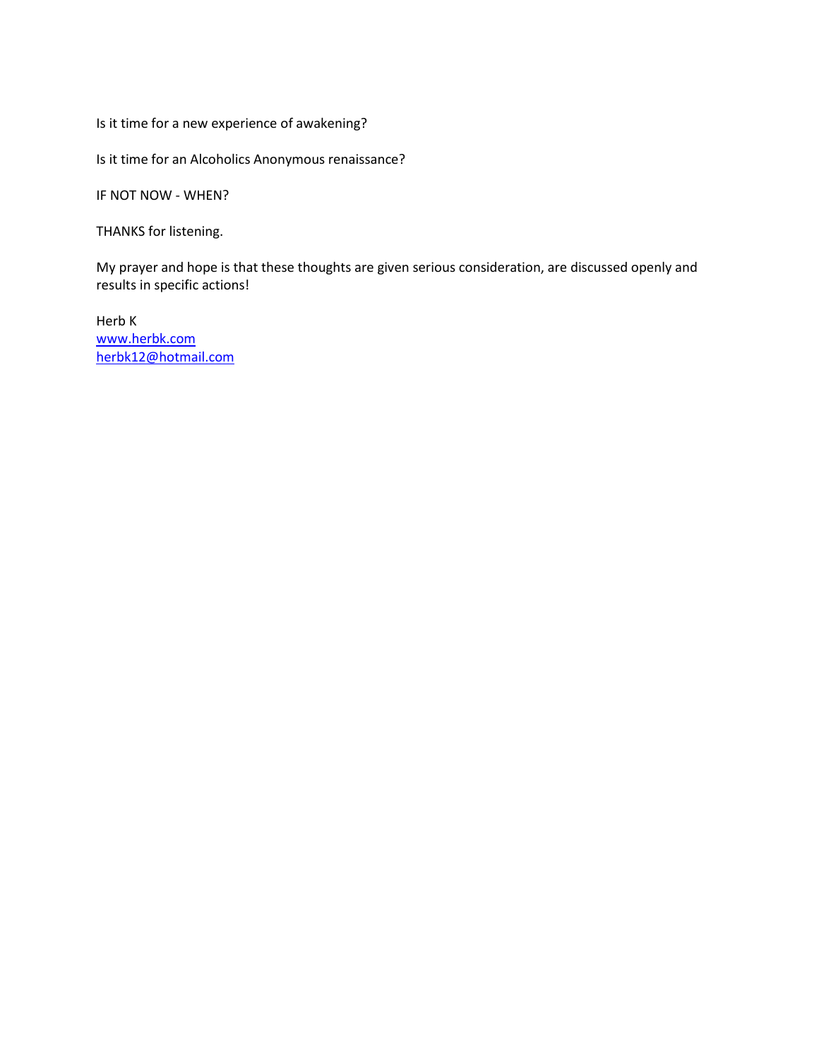Is it time for a new experience of awakening?

Is it time for an Alcoholics Anonymous renaissance?

IF NOT NOW - WHEN?

THANKS for listening.

My prayer and hope is that these thoughts are given serious consideration, are discussed openly and results in specific actions!

Herb K  
www.herbk.com  
herbk12@hotmail.com